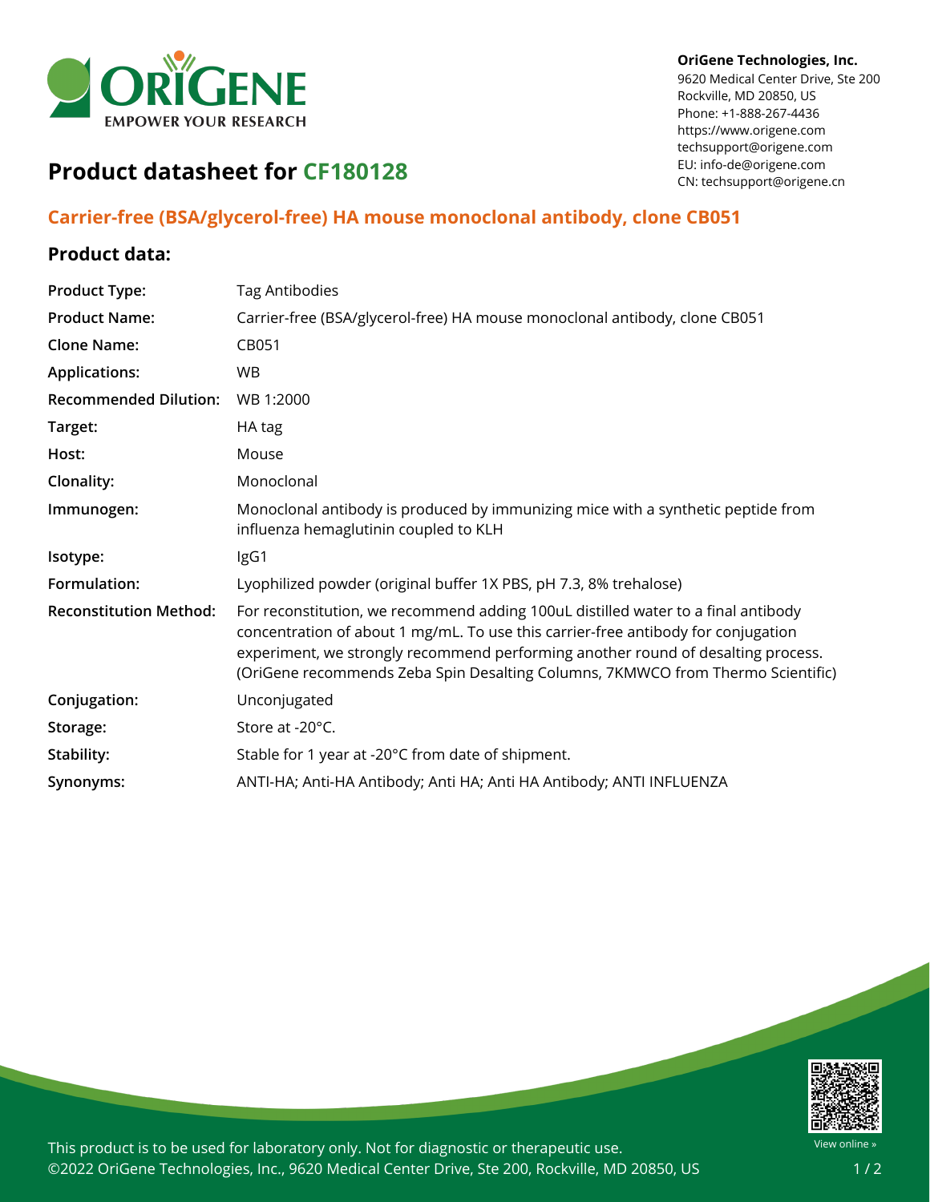OriGene Technologies, Inc.
9620 Medical Center Drive, Ste 200
Rockville, MD 20850, US
Phone: +1-888-267-4436
https://www.origene.com
techsupport@origene.com
EU: info-de@origene.com
CN: techsupport@origene.cn

# Product datasheet for CF180128

## Carrier-free (BSA/glycerol-free) HA mouse monoclonal antibody, clone CB051

### Product data:

| | |
|---|---|
| **Product Type:** | Tag Antibodies |
| **Product Name:** | Carrier-free (BSA/glycerol-free) HA mouse monoclonal antibody, clone CB051 |
| **Clone Name:** | CB051 |
| **Applications:** | WB |
| **Recommended Dilution:** | WB 1:2000 |
| **Target:** | HA tag |
| **Host:** | Mouse |
| **Clonality:** | Monoclonal |
| **Immunogen:** | Monoclonal antibody is produced by immunizing mice with a synthetic peptide from influenza hemaglutinin coupled to KLH |
| **Isotype:** | IgG1 |
| **Formulation:** | Lyophilized powder (original buffer 1X PBS, pH 7.3, 8% trehalose) |
| **Reconstitution Method:** | For reconstitution, we recommend adding 100uL distilled water to a final antibody concentration of about 1 mg/mL. To use this carrier-free antibody for conjugation experiment, we strongly recommend performing another round of desalting process. (OriGene recommends Zeba Spin Desalting Columns, 7KMWCO from Thermo Scientific) |
| **Conjugation:** | Unconjugated |
| **Storage:** | Store at -20°C. |
| **Stability:** | Stable for 1 year at -20°C from date of shipment. |
| **Synonyms:** | ANTI-HA; Anti-HA Antibody; Anti HA; Anti HA Antibody; ANTI INFLUENZA |

This product is to be used for laboratory only. Not for diagnostic or therapeutic use.
©2022 OriGene Technologies, Inc., 9620 Medical Center Drive, Ste 200, Rockville, MD 20850, US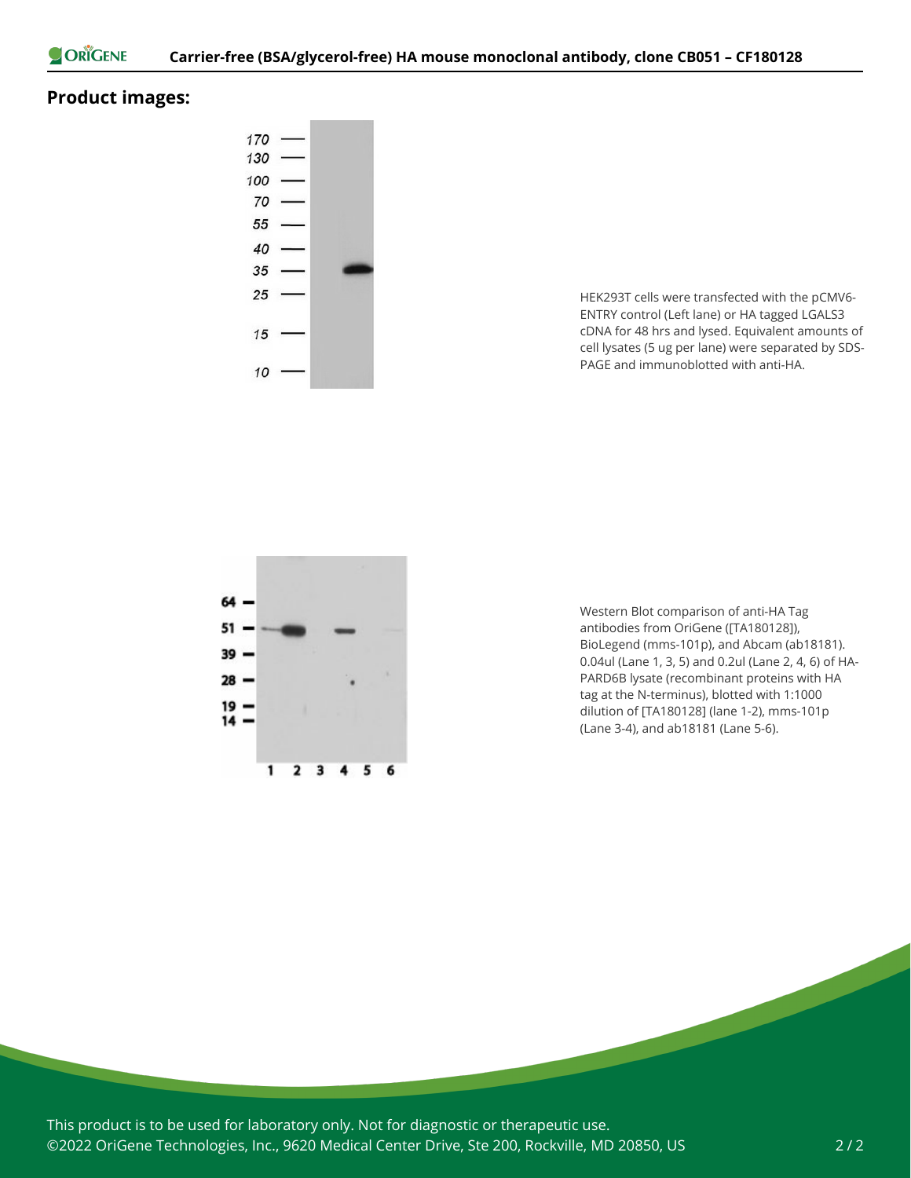## Product images:

170
130
100
70
55
40
35
25
15
10

HEK293T cells were transfected with the pCMV6-ENTRY control (Left lane) or HA tagged LGALS3 cDNA for 48 hrs and lysed. Equivalent amounts of cell lysates (5 ug per lane) were separated by SDS-PAGE and immunoblotted with anti-HA.

64
51
39
28
19
14

1 2 3 4 5 6

Western Blot comparison of anti-HA Tag antibodies from OriGene ([TA180128]), BioLegend (mms-101p), and Abcam (ab18181). 0.04ul (Lane 1, 3, 5) and 0.2ul (Lane 2, 4, 6) of HA-PARD6B lysate (recombinant proteins with HA tag at the N-terminus), blotted with 1:1000 dilution of [TA180128] (lane 1-2), mms-101p (Lane 3-4), and ab18181 (Lane 5-6).

This product is to be used for laboratory only. Not for diagnostic or therapeutic use.
©2022 OriGene Technologies, Inc., 9620 Medical Center Drive, Ste 200, Rockville, MD 20850, US